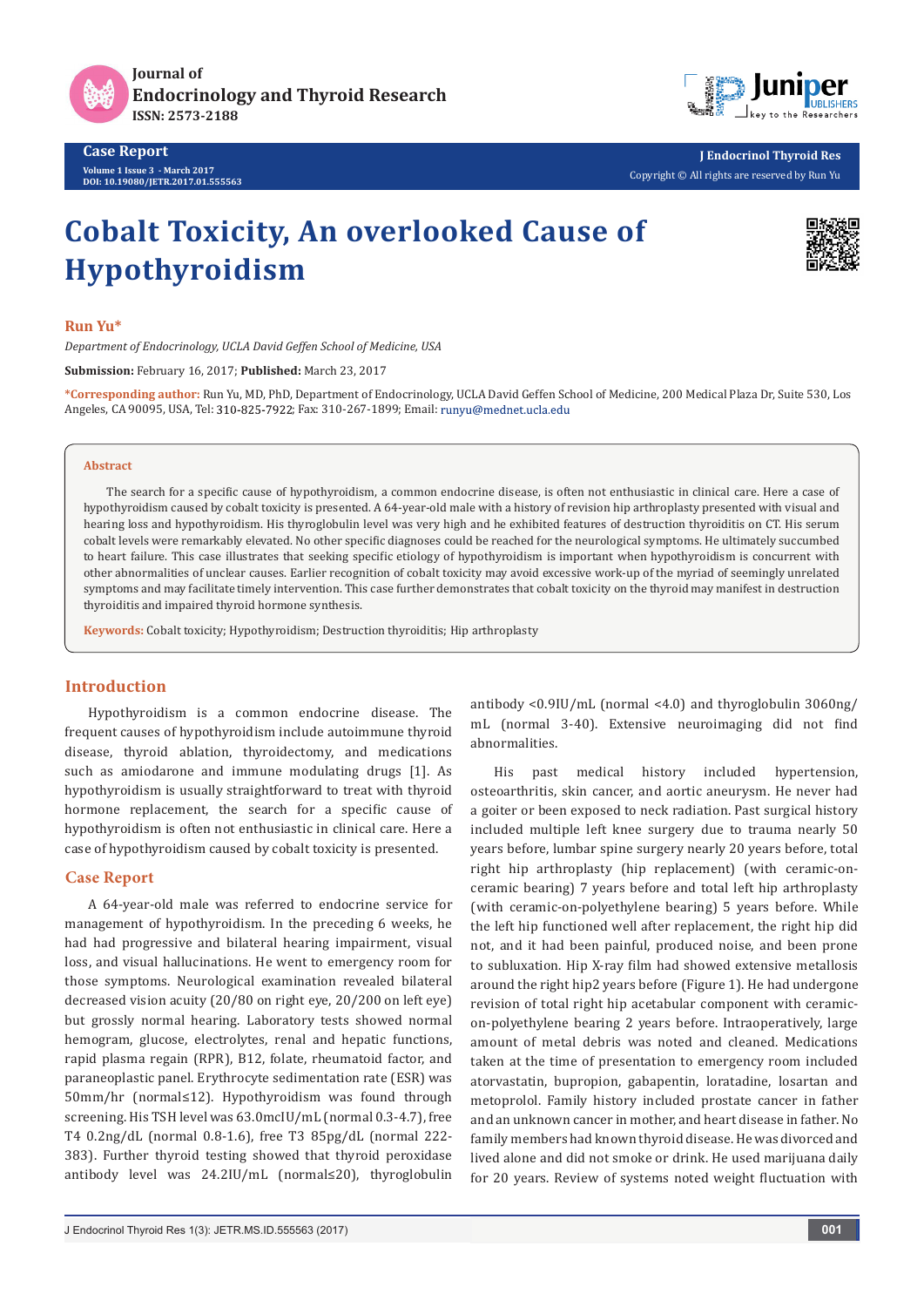# Cobalt Toxicity, An overlooked Cause of Hypothyroidism

**Run Yu***

*Department of Endocrinology, UCLA David Geffen School of Medicine, USA*

**Submission:** February 16, 2017; **Published:** March 23, 2017

***Corresponding author:** Run Yu, MD, PhD, Department of Endocrinology, UCLA David Geffen School of Medicine, 200 Medical Plaza Dr, Suite 530, Los Angeles, CA 90095, USA, Tel: 310-825-7922; Fax: 310-267-1899; Email: runyu@mednet.ucla.edu

## Abstract

The search for a specific cause of hypothyroidism, a common endocrine disease, is often not enthusiastic in clinical care. Here a case of hypothyroidism caused by cobalt toxicity is presented. A 64-year-old male with a history of revision hip arthroplasty presented with visual and hearing loss and hypothyroidism. His thyroglobulin level was very high and he exhibited features of destruction thyroiditis on CT. His serum cobalt levels were remarkably elevated. No other specific diagnoses could be reached for the neurological symptoms. He ultimately succumbed to heart failure. This case illustrates that seeking specific etiology of hypothyroidism is important when hypothyroidism is concurrent with other abnormalities of unclear causes. Earlier recognition of cobalt toxicity may avoid excessive work-up of the myriad of seemingly unrelated symptoms and may facilitate timely intervention. This case further demonstrates that cobalt toxicity on the thyroid may manifest in destruction thyroiditis and impaired thyroid hormone synthesis.

**Keywords:** Cobalt toxicity; Hypothyroidism; Destruction thyroiditis; Hip arthroplasty

## Introduction

Hypothyroidism is a common endocrine disease. The frequent causes of hypothyroidism include autoimmune thyroid disease, thyroid ablation, thyroidectomy, and medications such as amiodarone and immune modulating drugs [1]. As hypothyroidism is usually straightforward to treat with thyroid hormone replacement, the search for a specific cause of hypothyroidism is often not enthusiastic in clinical care. Here a case of hypothyroidism caused by cobalt toxicity is presented.

## Case Report

A 64-year-old male was referred to endocrine service for management of hypothyroidism. In the preceding 6 weeks, he had had progressive and bilateral hearing impairment, visual loss, and visual hallucinations. He went to emergency room for those symptoms. Neurological examination revealed bilateral decreased vision acuity (20/80 on right eye, 20/200 on left eye) but grossly normal hearing. Laboratory tests showed normal hemogram, glucose, electrolytes, renal and hepatic functions, rapid plasma regain (RPR), B12, folate, rheumatoid factor, and paraneoplastic panel. Erythrocyte sedimentation rate (ESR) was 50mm/hr (normal≤12). Hypothyroidism was found through screening. His TSH level was 63.0mcIU/mL (normal 0.3-4.7), free T4 0.2ng/dL (normal 0.8-1.6), free T3 85pg/dL (normal 222-383). Further thyroid testing showed that thyroid peroxidase antibody level was 24.2IU/mL (normal≤20), thyroglobulin antibody <0.9IU/mL (normal <4.0) and thyroglobulin 3060ng/mL (normal 3-40). Extensive neuroimaging did not find abnormalities.

His past medical history included hypertension, osteoarthritis, skin cancer, and aortic aneurysm. He never had a goiter or been exposed to neck radiation. Past surgical history included multiple left knee surgery due to trauma nearly 50 years before, lumbar spine surgery nearly 20 years before, total right hip arthroplasty (hip replacement) (with ceramic-on-ceramic bearing) 7 years before and total left hip arthroplasty (with ceramic-on-polyethylene bearing) 5 years before. While the left hip functioned well after replacement, the right hip did not, and it had been painful, produced noise, and been prone to subluxation. Hip X-ray film had showed extensive metallosis around the right hip2 years before (Figure 1). He had undergone revision of total right hip acetabular component with ceramic-on-polyethylene bearing 2 years before. Intraoperatively, large amount of metal debris was noted and cleaned. Medications taken at the time of presentation to emergency room included atorvastatin, bupropion, gabapentin, loratadine, losartan and metoprolol. Family history included prostate cancer in father and an unknown cancer in mother, and heart disease in father. No family members had known thyroid disease. He was divorced and lived alone and did not smoke or drink. He used marijuana daily for 20 years. Review of systems noted weight fluctuation with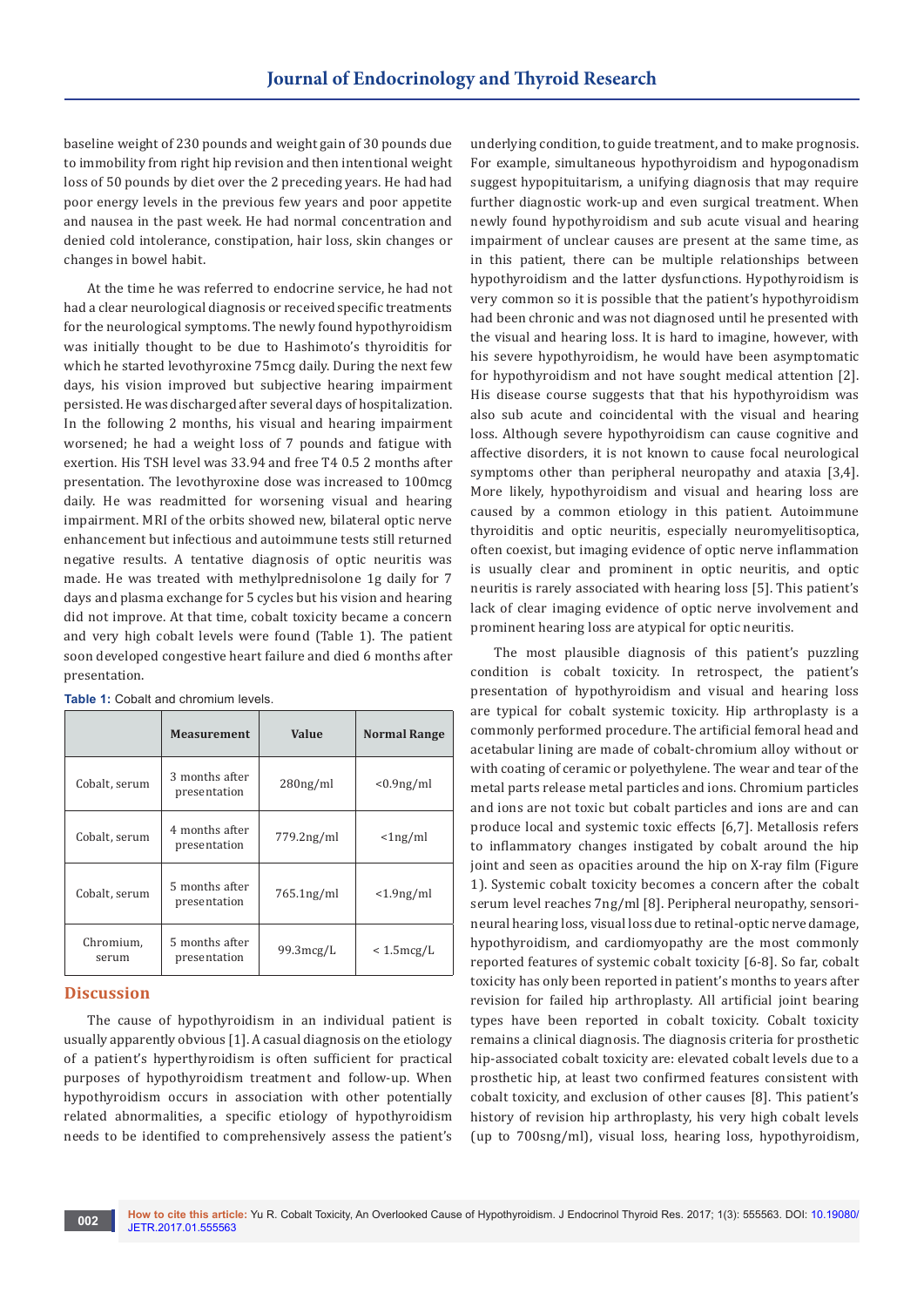baseline weight of 230 pounds and weight gain of 30 pounds due to immobility from right hip revision and then intentional weight loss of 50 pounds by diet over the 2 preceding years. He had had poor energy levels in the previous few years and poor appetite and nausea in the past week. He had normal concentration and denied cold intolerance, constipation, hair loss, skin changes or changes in bowel habit.

At the time he was referred to endocrine service, he had not had a clear neurological diagnosis or received specific treatments for the neurological symptoms. The newly found hypothyroidism was initially thought to be due to Hashimoto's thyroiditis for which he started levothyroxine 75mcg daily. During the next few days, his vision improved but subjective hearing impairment persisted. He was discharged after several days of hospitalization. In the following 2 months, his visual and hearing impairment worsened; he had a weight loss of 7 pounds and fatigue with exertion. His TSH level was 33.94 and free T4 0.5 2 months after presentation. The levothyroxine dose was increased to 100mcg daily. He was readmitted for worsening visual and hearing impairment. MRI of the orbits showed new, bilateral optic nerve enhancement but infectious and autoimmune tests still returned negative results. A tentative diagnosis of optic neuritis was made. He was treated with methylprednisolone 1g daily for 7 days and plasma exchange for 5 cycles but his vision and hearing did not improve. At that time, cobalt toxicity became a concern and very high cobalt levels were found (Table 1). The patient soon developed congestive heart failure and died 6 months after presentation.

**Table 1:** Cobalt and chromium levels.

| | Measurement | Value | Normal Range |
|---|---|---|---|
| Cobalt, serum | 3 months after presentation | 280ng/ml | <0.9ng/ml |
| Cobalt, serum | 4 months after presentation | 779.2ng/ml | <1ng/ml |
| Cobalt, serum | 5 months after presentation | 765.1ng/ml | <1.9ng/ml |
| Chromium, serum | 5 months after presentation | 99.3mcg/L | < 1.5mcg/L |

## Discussion

The cause of hypothyroidism in an individual patient is usually apparently obvious [1]. A casual diagnosis on the etiology of a patient's hyperthyroidism is often sufficient for practical purposes of hypothyroidism treatment and follow-up. When hypothyroidism occurs in association with other potentially related abnormalities, a specific etiology of hypothyroidism needs to be identified to comprehensively assess the patient's underlying condition, to guide treatment, and to make prognosis. For example, simultaneous hypothyroidism and hypogonadism suggest hypopituitarism, a unifying diagnosis that may require further diagnostic work-up and even surgical treatment. When newly found hypothyroidism and sub acute visual and hearing impairment of unclear causes are present at the same time, as in this patient, there can be multiple relationships between hypothyroidism and the latter dysfunctions. Hypothyroidism is very common so it is possible that the patient's hypothyroidism had been chronic and was not diagnosed until he presented with the visual and hearing loss. It is hard to imagine, however, with his severe hypothyroidism, he would have been asymptomatic for hypothyroidism and not have sought medical attention [2]. His disease course suggests that that his hypothyroidism was also sub acute and coincidental with the visual and hearing loss. Although severe hypothyroidism can cause cognitive and affective disorders, it is not known to cause focal neurological symptoms other than peripheral neuropathy and ataxia [3,4]. More likely, hypothyroidism and visual and hearing loss are caused by a common etiology in this patient. Autoimmune thyroiditis and optic neuritis, especially neuromyelitisoptica, often coexist, but imaging evidence of optic nerve inflammation is usually clear and prominent in optic neuritis, and optic neuritis is rarely associated with hearing loss [5]. This patient's lack of clear imaging evidence of optic nerve involvement and prominent hearing loss are atypical for optic neuritis.

The most plausible diagnosis of this patient's puzzling condition is cobalt toxicity. In retrospect, the patient's presentation of hypothyroidism and visual and hearing loss are typical for cobalt systemic toxicity. Hip arthroplasty is a commonly performed procedure. The artificial femoral head and acetabular lining are made of cobalt-chromium alloy without or with coating of ceramic or polyethylene. The wear and tear of the metal parts release metal particles and ions. Chromium particles and ions are not toxic but cobalt particles and ions are and can produce local and systemic toxic effects [6,7]. Metallosis refers to inflammatory changes instigated by cobalt around the hip joint and seen as opacities around the hip on X-ray film (Figure 1). Systemic cobalt toxicity becomes a concern after the cobalt serum level reaches 7ng/ml [8]. Peripheral neuropathy, sensori-neural hearing loss, visual loss due to retinal-optic nerve damage, hypothyroidism, and cardiomyopathy are the most commonly reported features of systemic cobalt toxicity [6-8]. So far, cobalt toxicity has only been reported in patient's months to years after revision for failed hip arthroplasty. All artificial joint bearing types have been reported in cobalt toxicity. Cobalt toxicity remains a clinical diagnosis. The diagnosis criteria for prosthetic hip-associated cobalt toxicity are: elevated cobalt levels due to a prosthetic hip, at least two confirmed features consistent with cobalt toxicity, and exclusion of other causes [8]. This patient's history of revision hip arthroplasty, his very high cobalt levels (up to 700sng/ml), visual loss, hearing loss, hypothyroidism,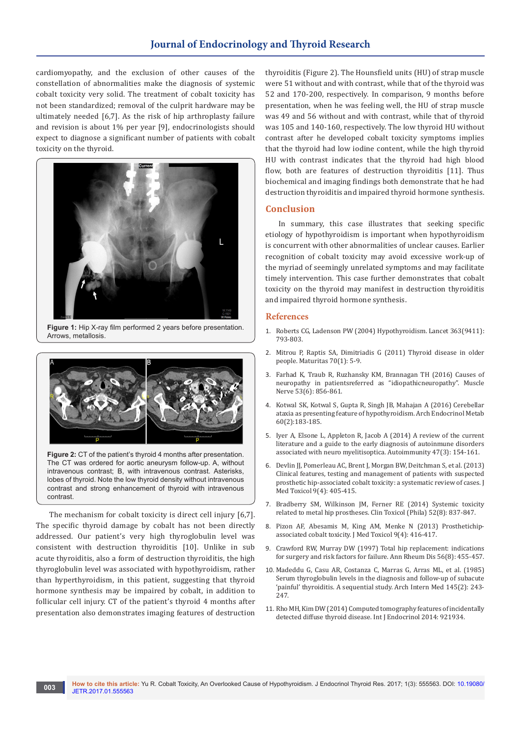cardiomyopathy, and the exclusion of other causes of the constellation of abnormalities make the diagnosis of systemic cobalt toxicity very solid. The treatment of cobalt toxicity has not been standardized; removal of the culprit hardware may be ultimately needed [6,7]. As the risk of hip arthroplasty failure and revision is about 1% per year [9], endocrinologists should expect to diagnose a significant number of patients with cobalt toxicity on the thyroid.

**Figure 1:** Hip X-ray film performed 2 years before presentation. Arrows, metallosis.

**Figure 2:** CT of the patient's thyroid 4 months after presentation. The CT was ordered for aortic aneurysm follow-up. A, without intravenous contrast; B, with intravenous contrast. Asterisks, lobes of thyroid. Note the low thyroid density without intravenous contrast and strong enhancement of thyroid with intravenous contrast.

The mechanism for cobalt toxicity is direct cell injury [6,7]. The specific thyroid damage by cobalt has not been directly addressed. Our patient's very high thyroglobulin level was consistent with destruction thyroiditis [10]. Unlike in sub acute thyroiditis, also a form of destruction thyroiditis, the high thyroglobulin level was associated with hypothyroidism, rather than hyperthyroidism, in this patient, suggesting that thyroid hormone synthesis may be impaired by cobalt, in addition to follicular cell injury. CT of the patient's thyroid 4 months after presentation also demonstrates imaging features of destruction thyroiditis (Figure 2). The Hounsfield units (HU) of strap muscle were 51 without and with contrast, while that of the thyroid was 52 and 170-200, respectively. In comparison, 9 months before presentation, when he was feeling well, the HU of strap muscle was 49 and 56 without and with contrast, while that of thyroid was 105 and 140-160, respectively. The low thyroid HU without contrast after he developed cobalt toxicity symptoms implies that the thyroid had low iodine content, while the high thyroid HU with contrast indicates that the thyroid had high blood flow, both are features of destruction thyroiditis [11]. Thus biochemical and imaging findings both demonstrate that he had destruction thyroiditis and impaired thyroid hormone synthesis.

## Conclusion

In summary, this case illustrates that seeking specific etiology of hypothyroidism is important when hypothyroidism is concurrent with other abnormalities of unclear causes. Earlier recognition of cobalt toxicity may avoid excessive work-up of the myriad of seemingly unrelated symptoms and may facilitate timely intervention. This case further demonstrates that cobalt toxicity on the thyroid may manifest in destruction thyroiditis and impaired thyroid hormone synthesis.

## References

1. Roberts CG, Ladenson PW (2004) Hypothyroidism. Lancet 363(9411): 793-803.
2. Mitrou P, Raptis SA, Dimitriadis G (2011) Thyroid disease in older people. Maturitas 70(1): 5-9.
3. Farhad K, Traub R, Ruzhansky KM, Brannagan TH (2016) Causes of neuropathy in patientsreferred as "idiopathicneuropathy". Muscle Nerve 53(6): 856-861.
4. Kotwal SK, Kotwal S, Gupta R, Singh JB, Mahajan A (2016) Cerebellar ataxia as presenting feature of hypothyroidism. Arch Endocrinol Metab 60(2):183-185.
5. Iyer A, Elsone L, Appleton R, Jacob A (2014) A review of the current literature and a guide to the early diagnosis of autoimmune disorders associated with neuro myelitisoptica. Autoimmunity 47(3): 154-161.
6. Devlin JJ, Pomerleau AC, Brent J, Morgan BW, Deitchman S, et al. (2013) Clinical features, testing and management of patients with suspected prosthetic hip-associated cobalt toxicity: a systematic review of cases. J Med Toxicol 9(4): 405-415.
7. Bradberry SM, Wilkinson JM, Ferner RE (2014) Systemic toxicity related to metal hip prostheses. Clin Toxicol (Phila) 52(8): 837-847.
8. Pizon AF, Abesamis M, King AM, Menke N (2013) Prosthetichip-associated cobalt toxicity. J Med Toxicol 9(4): 416-417.
9. Crawford RW, Murray DW (1997) Total hip replacement: indications for surgery and risk factors for failure. Ann Rheum Dis 56(8): 455-457.
10. Madeddu G, Casu AR, Costanza C, Marras G, Arras ML, et al. (1985) Serum thyroglobulin levels in the diagnosis and follow-up of subacute 'painful' thyroiditis. A sequential study. Arch Intern Med 145(2): 243-247.
11. Rho MH, Kim DW (2014) Computed tomography features of incidentally detected diffuse thyroid disease. Int J Endocrinol 2014: 921934.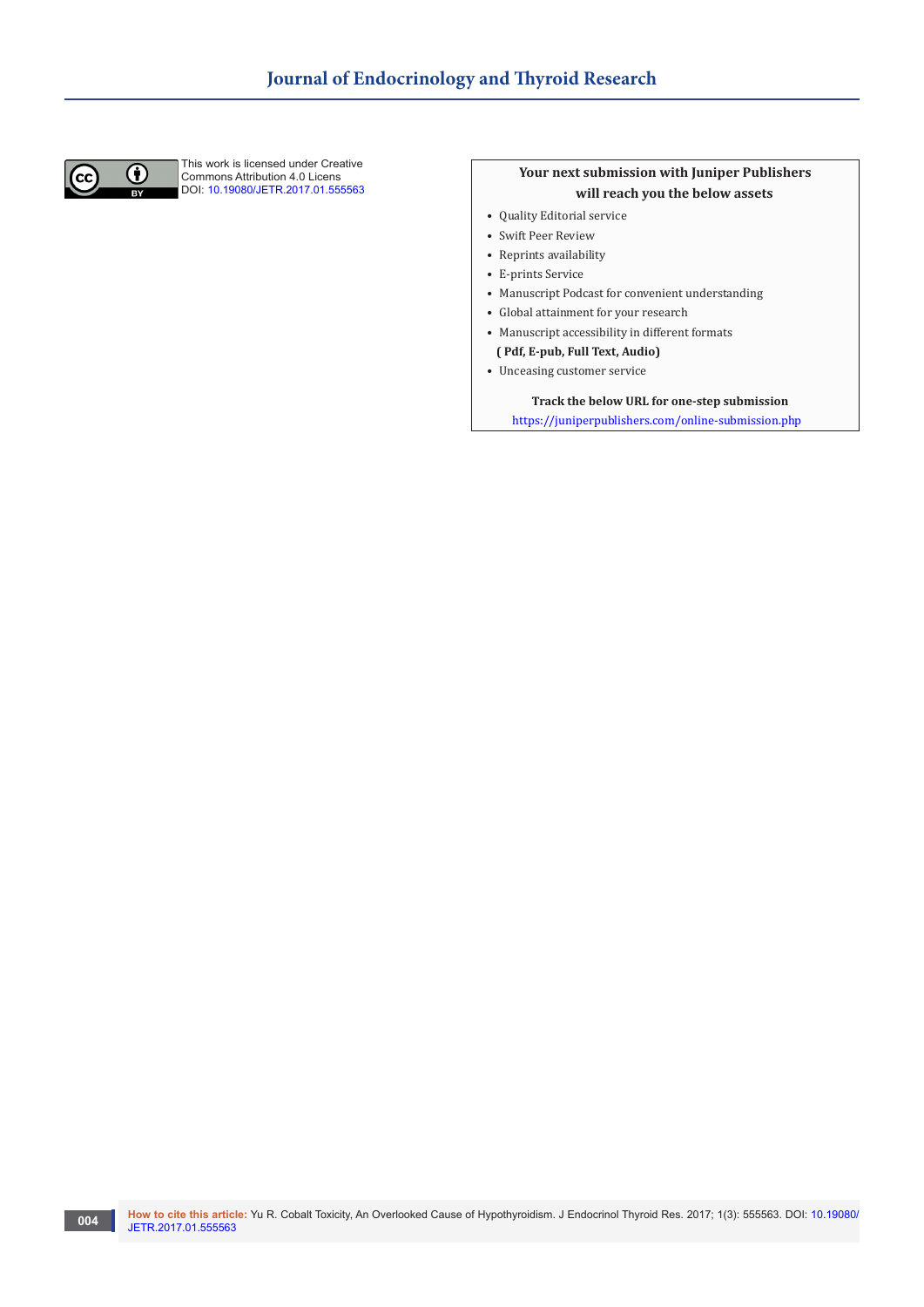This work is licensed under Creative Commons Attribution 4.0 Licens
DOI: 10.19080/JETR.2017.01.555563

**Your next submission with Juniper Publishers will reach you the below assets**

- Quality Editorial service
- Swift Peer Review
- Reprints availability
- E-prints Service
- Manuscript Podcast for convenient understanding
- Global attainment for your research
- Manuscript accessibility in different formats

**( Pdf, E-pub, Full Text, Audio)**

- Unceasing customer service

**Track the below URL for one-step submission**

https://juniperpublishers.com/online-submission.php